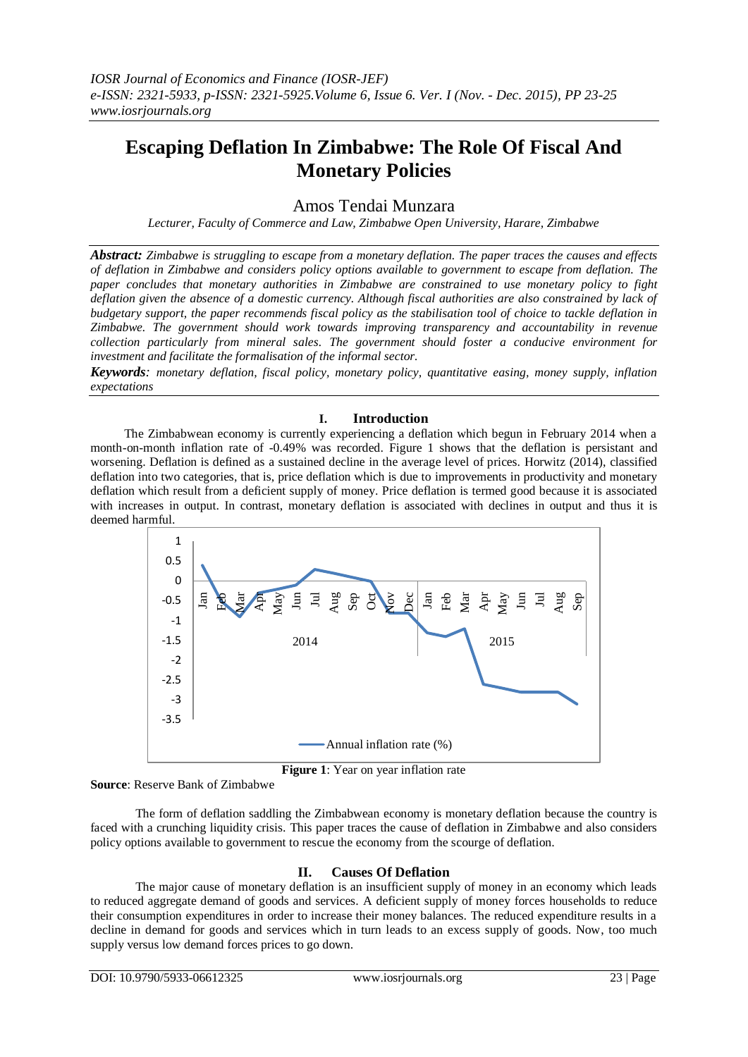IOSR Journal of Economics and Finance (IOSR-JEF)
e-ISSN: 2321-5933, p-ISSN: 2321-5925.Volume 6, Issue 6. Ver. I (Nov. - Dec. 2015), PP 23-25
www.iosrjournals.org

# Escaping Deflation In Zimbabwe: The Role Of Fiscal And Monetary Policies

Amos Tendai Munzara

*Lecturer, Faculty of Commerce and Law, Zimbabwe Open University, Harare, Zimbabwe*

***Abstract:*** *Zimbabwe is struggling to escape from a monetary deflation. The paper traces the causes and effects of deflation in Zimbabwe and considers policy options available to government to escape from deflation. The paper concludes that monetary authorities in Zimbabwe are constrained to use monetary policy to fight deflation given the absence of a domestic currency. Although fiscal authorities are also constrained by lack of budgetary support, the paper recommends fiscal policy as the stabilisation tool of choice to tackle deflation in Zimbabwe. The government should work towards improving transparency and accountability in revenue collection particularly from mineral sales. The government should foster a conducive environment for investment and facilitate the formalisation of the informal sector.*

***Keywords****: monetary deflation, fiscal policy, monetary policy, quantitative easing, money supply, inflation expectations*

## I. Introduction

The Zimbabwean economy is currently experiencing a deflation which begun in February 2014 when a month-on-month inflation rate of -0.49% was recorded. Figure 1 shows that the deflation is persistant and worsening. Deflation is defined as a sustained decline in the average level of prices. Horwitz (2014), classified deflation into two categories, that is, price deflation which is due to improvements in productivity and monetary deflation which result from a deficient supply of money. Price deflation is termed good because it is associated with increases in output. In contrast, monetary deflation is associated with declines in output and thus it is deemed harmful.

**Figure 1**: Year on year inflation rate

**Source**: Reserve Bank of Zimbabwe

The form of deflation saddling the Zimbabwean economy is monetary deflation because the country is faced with a crunching liquidity crisis. This paper traces the cause of deflation in Zimbabwe and also considers policy options available to government to rescue the economy from the scourge of deflation.

## II. Causes Of Deflation

The major cause of monetary deflation is an insufficient supply of money in an economy which leads to reduced aggregate demand of goods and services. A deficient supply of money forces households to reduce their consumption expenditures in order to increase their money balances. The reduced expenditure results in a decline in demand for goods and services which in turn leads to an excess supply of goods. Now, too much supply versus low demand forces prices to go down.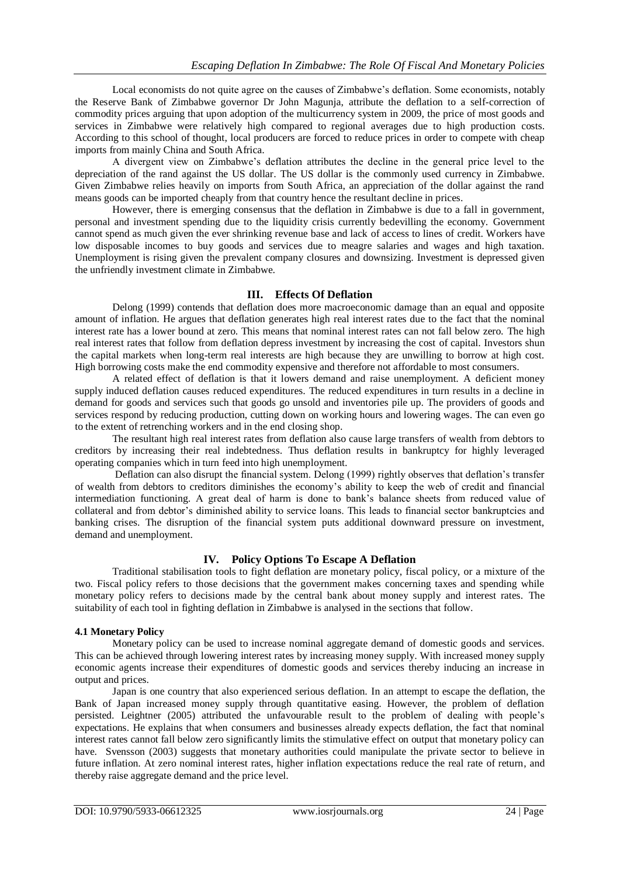Local economists do not quite agree on the causes of Zimbabwe's deflation. Some economists, notably the Reserve Bank of Zimbabwe governor Dr John Magunja, attribute the deflation to a self-correction of commodity prices arguing that upon adoption of the multicurrency system in 2009, the price of most goods and services in Zimbabwe were relatively high compared to regional averages due to high production costs. According to this school of thought, local producers are forced to reduce prices in order to compete with cheap imports from mainly China and South Africa.

A divergent view on Zimbabwe's deflation attributes the decline in the general price level to the depreciation of the rand against the US dollar. The US dollar is the commonly used currency in Zimbabwe. Given Zimbabwe relies heavily on imports from South Africa, an appreciation of the dollar against the rand means goods can be imported cheaply from that country hence the resultant decline in prices.

However, there is emerging consensus that the deflation in Zimbabwe is due to a fall in government, personal and investment spending due to the liquidity crisis currently bedevilling the economy. Government cannot spend as much given the ever shrinking revenue base and lack of access to lines of credit. Workers have low disposable incomes to buy goods and services due to meagre salaries and wages and high taxation. Unemployment is rising given the prevalent company closures and downsizing. Investment is depressed given the unfriendly investment climate in Zimbabwe.

## III. Effects Of Deflation

Delong (1999) contends that deflation does more macroeconomic damage than an equal and opposite amount of inflation. He argues that deflation generates high real interest rates due to the fact that the nominal interest rate has a lower bound at zero. This means that nominal interest rates can not fall below zero. The high real interest rates that follow from deflation depress investment by increasing the cost of capital. Investors shun the capital markets when long-term real interests are high because they are unwilling to borrow at high cost. High borrowing costs make the end commodity expensive and therefore not affordable to most consumers.

A related effect of deflation is that it lowers demand and raise unemployment. A deficient money supply induced deflation causes reduced expenditures. The reduced expenditures in turn results in a decline in demand for goods and services such that goods go unsold and inventories pile up. The providers of goods and services respond by reducing production, cutting down on working hours and lowering wages. The can even go to the extent of retrenching workers and in the end closing shop.

The resultant high real interest rates from deflation also cause large transfers of wealth from debtors to creditors by increasing their real indebtedness. Thus deflation results in bankruptcy for highly leveraged operating companies which in turn feed into high unemployment.

Deflation can also disrupt the financial system. Delong (1999) rightly observes that deflation's transfer of wealth from debtors to creditors diminishes the economy's ability to keep the web of credit and financial intermediation functioning. A great deal of harm is done to bank's balance sheets from reduced value of collateral and from debtor's diminished ability to service loans. This leads to financial sector bankruptcies and banking crises. The disruption of the financial system puts additional downward pressure on investment, demand and unemployment.

## IV. Policy Options To Escape A Deflation

Traditional stabilisation tools to fight deflation are monetary policy, fiscal policy, or a mixture of the two. Fiscal policy refers to those decisions that the government makes concerning taxes and spending while monetary policy refers to decisions made by the central bank about money supply and interest rates. The suitability of each tool in fighting deflation in Zimbabwe is analysed in the sections that follow.

### 4.1 Monetary Policy

Monetary policy can be used to increase nominal aggregate demand of domestic goods and services. This can be achieved through lowering interest rates by increasing money supply. With increased money supply economic agents increase their expenditures of domestic goods and services thereby inducing an increase in output and prices.

Japan is one country that also experienced serious deflation. In an attempt to escape the deflation, the Bank of Japan increased money supply through quantitative easing. However, the problem of deflation persisted. Leightner (2005) attributed the unfavourable result to the problem of dealing with people's expectations. He explains that when consumers and businesses already expects deflation, the fact that nominal interest rates cannot fall below zero significantly limits the stimulative effect on output that monetary policy can have. Svensson (2003) suggests that monetary authorities could manipulate the private sector to believe in future inflation. At zero nominal interest rates, higher inflation expectations reduce the real rate of return, and thereby raise aggregate demand and the price level.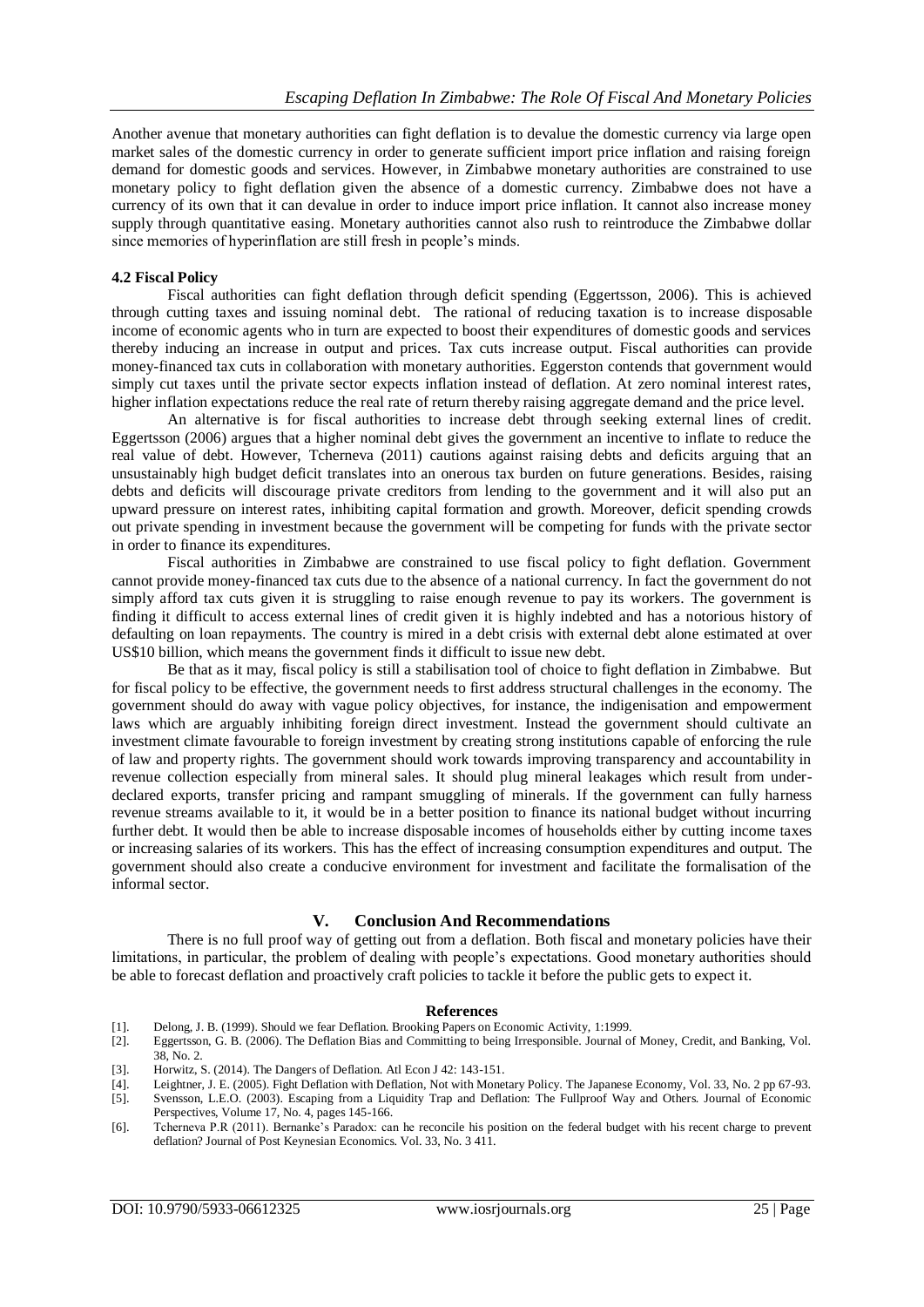Another avenue that monetary authorities can fight deflation is to devalue the domestic currency via large open market sales of the domestic currency in order to generate sufficient import price inflation and raising foreign demand for domestic goods and services. However, in Zimbabwe monetary authorities are constrained to use monetary policy to fight deflation given the absence of a domestic currency. Zimbabwe does not have a currency of its own that it can devalue in order to induce import price inflation. It cannot also increase money supply through quantitative easing. Monetary authorities cannot also rush to reintroduce the Zimbabwe dollar since memories of hyperinflation are still fresh in people's minds.

### 4.2 Fiscal Policy

Fiscal authorities can fight deflation through deficit spending (Eggertsson, 2006). This is achieved through cutting taxes and issuing nominal debt. The rational of reducing taxation is to increase disposable income of economic agents who in turn are expected to boost their expenditures of domestic goods and services thereby inducing an increase in output and prices. Tax cuts increase output. Fiscal authorities can provide money-financed tax cuts in collaboration with monetary authorities. Eggerston contends that government would simply cut taxes until the private sector expects inflation instead of deflation. At zero nominal interest rates, higher inflation expectations reduce the real rate of return thereby raising aggregate demand and the price level.

An alternative is for fiscal authorities to increase debt through seeking external lines of credit. Eggertsson (2006) argues that a higher nominal debt gives the government an incentive to inflate to reduce the real value of debt. However, Tcherneva (2011) cautions against raising debts and deficits arguing that an unsustainably high budget deficit translates into an onerous tax burden on future generations. Besides, raising debts and deficits will discourage private creditors from lending to the government and it will also put an upward pressure on interest rates, inhibiting capital formation and growth. Moreover, deficit spending crowds out private spending in investment because the government will be competing for funds with the private sector in order to finance its expenditures.

Fiscal authorities in Zimbabwe are constrained to use fiscal policy to fight deflation. Government cannot provide money-financed tax cuts due to the absence of a national currency. In fact the government do not simply afford tax cuts given it is struggling to raise enough revenue to pay its workers. The government is finding it difficult to access external lines of credit given it is highly indebted and has a notorious history of defaulting on loan repayments. The country is mired in a debt crisis with external debt alone estimated at over US$10 billion, which means the government finds it difficult to issue new debt.

Be that as it may, fiscal policy is still a stabilisation tool of choice to fight deflation in Zimbabwe. But for fiscal policy to be effective, the government needs to first address structural challenges in the economy. The government should do away with vague policy objectives, for instance, the indigenisation and empowerment laws which are arguably inhibiting foreign direct investment. Instead the government should cultivate an investment climate favourable to foreign investment by creating strong institutions capable of enforcing the rule of law and property rights. The government should work towards improving transparency and accountability in revenue collection especially from mineral sales. It should plug mineral leakages which result from under-declared exports, transfer pricing and rampant smuggling of minerals. If the government can fully harness revenue streams available to it, it would be in a better position to finance its national budget without incurring further debt. It would then be able to increase disposable incomes of households either by cutting income taxes or increasing salaries of its workers. This has the effect of increasing consumption expenditures and output. The government should also create a conducive environment for investment and facilitate the formalisation of the informal sector.

## V. Conclusion And Recommendations

There is no full proof way of getting out from a deflation. Both fiscal and monetary policies have their limitations, in particular, the problem of dealing with people's expectations. Good monetary authorities should be able to forecast deflation and proactively craft policies to tackle it before the public gets to expect it.

## References

[1]. Delong, J. B. (1999). Should we fear Deflation. Brooking Papers on Economic Activity, 1:1999.

[2]. Eggertsson, G. B. (2006). The Deflation Bias and Committing to being Irresponsible. Journal of Money, Credit, and Banking, Vol. 38, No. 2.

[3]. Horwitz, S. (2014). The Dangers of Deflation. Atl Econ J 42: 143-151.

[4]. Leightner, J. E. (2005). Fight Deflation with Deflation, Not with Monetary Policy. The Japanese Economy, Vol. 33, No. 2 pp 67-93.

[5]. Svensson, L.E.O. (2003). Escaping from a Liquidity Trap and Deflation: The Fullproof Way and Others. Journal of Economic Perspectives, Volume 17, No. 4, pages 145-166.

[6]. Tcherneva P.R (2011). Bernanke's Paradox: can he reconcile his position on the federal budget with his recent charge to prevent deflation? Journal of Post Keynesian Economics. Vol. 33, No. 3 411.